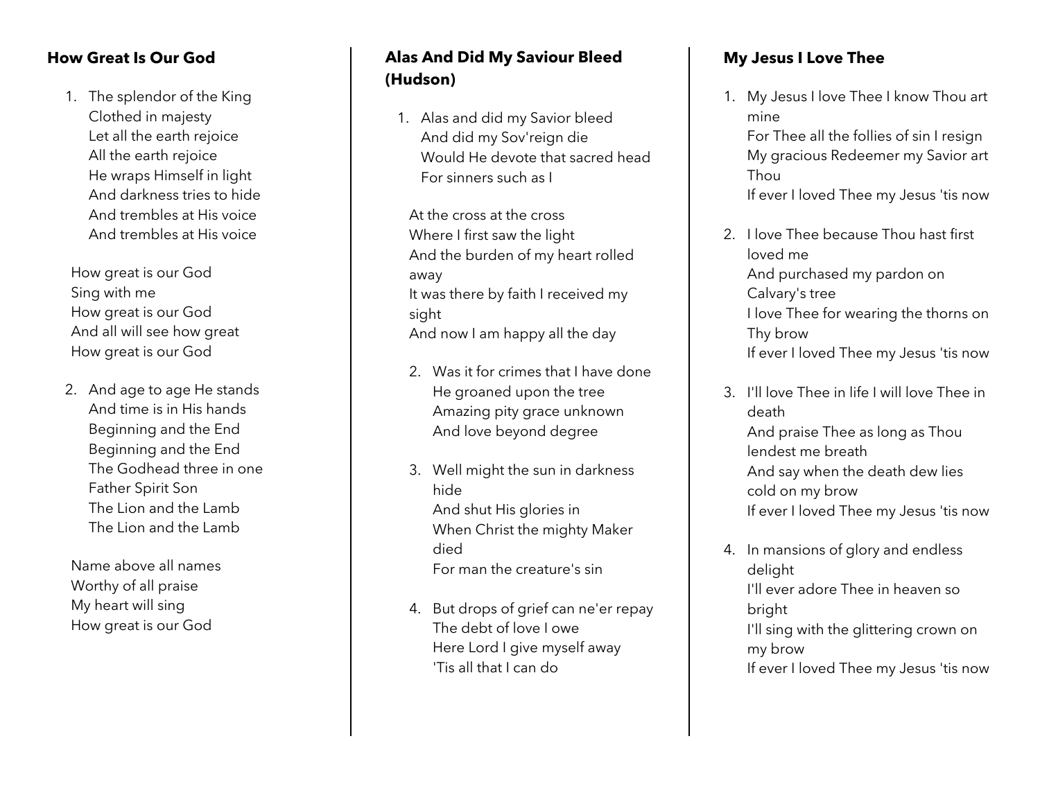## How Great Is Our God

1. The splendor of the King
   Clothed in majesty
   Let all the earth rejoice
   All the earth rejoice
   He wraps Himself in light
   And darkness tries to hide
   And trembles at His voice
   And trembles at His voice

How great is our God
Sing with me
How great is our God
And all will see how great
How great is our God

2. And age to age He stands
   And time is in His hands
   Beginning and the End
   Beginning and the End
   The Godhead three in one
   Father Spirit Son
   The Lion and the Lamb
   The Lion and the Lamb

Name above all names
Worthy of all praise
My heart will sing
How great is our God

## Alas And Did My Saviour Bleed (Hudson)

1. Alas and did my Savior bleed
   And did my Sov'reign die
   Would He devote that sacred head
   For sinners such as I

At the cross at the cross
Where I first saw the light
And the burden of my heart rolled away
It was there by faith I received my sight
And now I am happy all the day

2. Was it for crimes that I have done
   He groaned upon the tree
   Amazing pity grace unknown
   And love beyond degree

3. Well might the sun in darkness hide
   And shut His glories in
   When Christ the mighty Maker died
   For man the creature's sin

4. But drops of grief can ne'er repay
   The debt of love I owe
   Here Lord I give myself away
   'Tis all that I can do

## My Jesus I Love Thee

1. My Jesus I love Thee I know Thou art mine
   For Thee all the follies of sin I resign
   My gracious Redeemer my Savior art Thou
   If ever I loved Thee my Jesus 'tis now

2. I love Thee because Thou hast first loved me
   And purchased my pardon on Calvary's tree
   I love Thee for wearing the thorns on Thy brow
   If ever I loved Thee my Jesus 'tis now

3. I'll love Thee in life I will love Thee in death
   And praise Thee as long as Thou lendest me breath
   And say when the death dew lies cold on my brow
   If ever I loved Thee my Jesus 'tis now

4. In mansions of glory and endless delight
   I'll ever adore Thee in heaven so bright
   I'll sing with the glittering crown on my brow
   If ever I loved Thee my Jesus 'tis now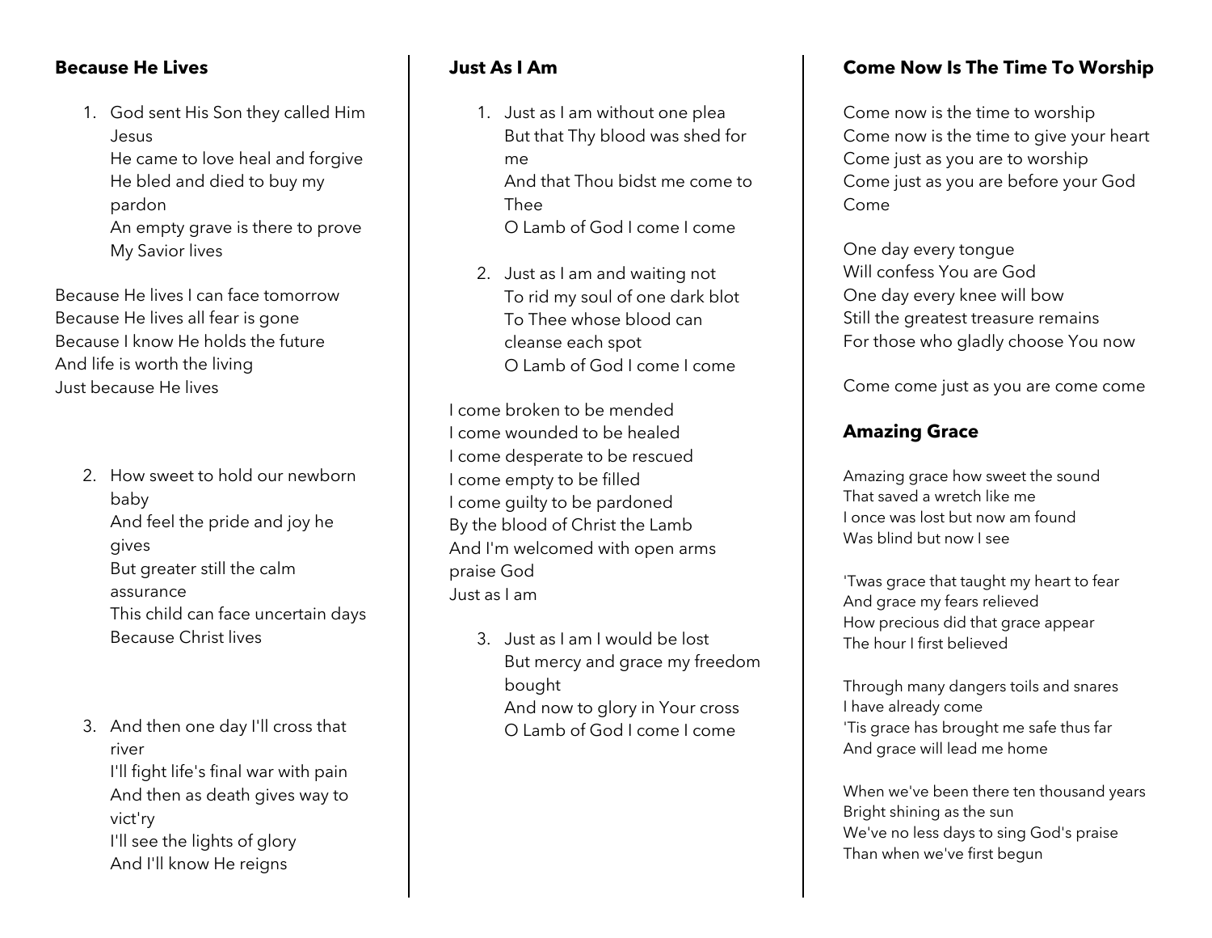**Because He Lives**

1. God sent His Son they called Him Jesus
   He came to love heal and forgive
   He bled and died to buy my pardon
   An empty grave is there to prove
   My Savior lives

Because He lives I can face tomorrow
Because He lives all fear is gone
Because I know He holds the future
And life is worth the living
Just because He lives

2. How sweet to hold our newborn baby
   And feel the pride and joy he gives
   But greater still the calm assurance
   This child can face uncertain days
   Because Christ lives

3. And then one day I'll cross that river
   I'll fight life's final war with pain
   And then as death gives way to vict'ry
   I'll see the lights of glory
   And I'll know He reigns

**Just As I Am**

1. Just as I am without one plea
   But that Thy blood was shed for me
   And that Thou bidst me come to Thee
   O Lamb of God I come I come

2. Just as I am and waiting not
   To rid my soul of one dark blot
   To Thee whose blood can cleanse each spot
   O Lamb of God I come I come

I come broken to be mended
I come wounded to be healed
I come desperate to be rescued
I come empty to be filled
I come guilty to be pardoned
By the blood of Christ the Lamb
And I'm welcomed with open arms praise God
Just as I am

3. Just as I am I would be lost
   But mercy and grace my freedom bought
   And now to glory in Your cross
   O Lamb of God I come I come

**Come Now Is The Time To Worship**

Come now is the time to worship
Come now is the time to give your heart
Come just as you are to worship
Come just as you are before your God
Come

One day every tongue
Will confess You are God
One day every knee will bow
Still the greatest treasure remains
For those who gladly choose You now

Come come just as you are come come

**Amazing Grace**

Amazing grace how sweet the sound
That saved a wretch like me
I once was lost but now am found
Was blind but now I see

'Twas grace that taught my heart to fear
And grace my fears relieved
How precious did that grace appear
The hour I first believed

Through many dangers toils and snares
I have already come
'Tis grace has brought me safe thus far
And grace will lead me home

When we've been there ten thousand years
Bright shining as the sun
We've no less days to sing God's praise
Than when we've first begun